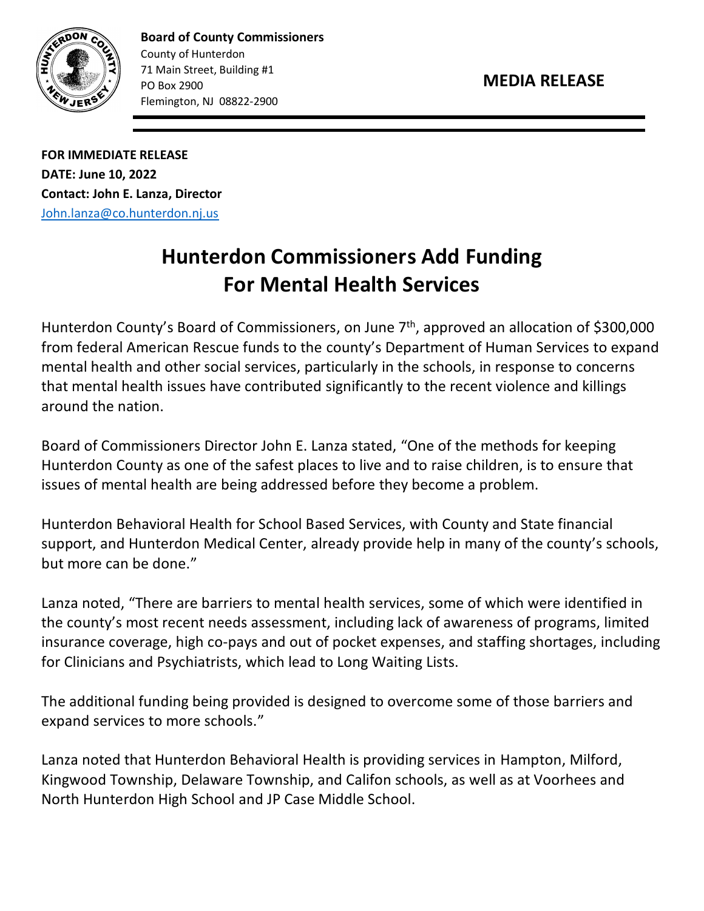**Board of County Commissioners**
County of Hunterdon
71 Main Street, Building #1
PO Box 2900
Flemington, NJ 08822-2900

**MEDIA RELEASE**

**FOR IMMEDIATE RELEASE**
**DATE: June 10, 2022**
**Contact: John E. Lanza, Director**
John.lanza@co.hunterdon.nj.us

# Hunterdon Commissioners Add Funding For Mental Health Services

Hunterdon County's Board of Commissioners, on June 7th, approved an allocation of $300,000 from federal American Rescue funds to the county's Department of Human Services to expand mental health and other social services, particularly in the schools, in response to concerns that mental health issues have contributed significantly to the recent violence and killings around the nation.

Board of Commissioners Director John E. Lanza stated, "One of the methods for keeping Hunterdon County as one of the safest places to live and to raise children, is to ensure that issues of mental health are being addressed before they become a problem.

Hunterdon Behavioral Health for School Based Services, with County and State financial support, and Hunterdon Medical Center, already provide help in many of the county's schools, but more can be done."

Lanza noted, "There are barriers to mental health services, some of which were identified in the county's most recent needs assessment, including lack of awareness of programs, limited insurance coverage, high co-pays and out of pocket expenses, and staffing shortages, including for Clinicians and Psychiatrists, which lead to Long Waiting Lists.

The additional funding being provided is designed to overcome some of those barriers and expand services to more schools."

Lanza noted that Hunterdon Behavioral Health is providing services in Hampton, Milford, Kingwood Township, Delaware Township, and Califon schools, as well as at Voorhees and North Hunterdon High School and JP Case Middle School.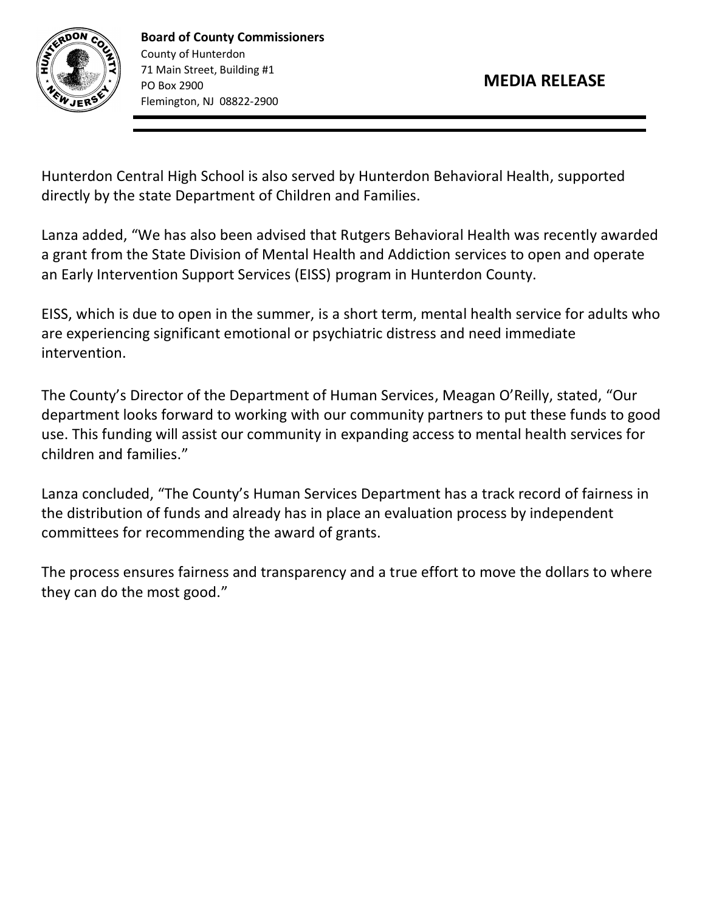**Board of County Commissioners**
County of Hunterdon
71 Main Street, Building #1
PO Box 2900
Flemington, NJ 08822-2900

**MEDIA RELEASE**

Hunterdon Central High School is also served by Hunterdon Behavioral Health, supported directly by the state Department of Children and Families.

Lanza added, "We has also been advised that Rutgers Behavioral Health was recently awarded a grant from the State Division of Mental Health and Addiction services to open and operate an Early Intervention Support Services (EISS) program in Hunterdon County.

EISS, which is due to open in the summer, is a short term, mental health service for adults who are experiencing significant emotional or psychiatric distress and need immediate intervention.

The County's Director of the Department of Human Services, Meagan O'Reilly, stated, "Our department looks forward to working with our community partners to put these funds to good use. This funding will assist our community in expanding access to mental health services for children and families."

Lanza concluded, "The County's Human Services Department has a track record of fairness in the distribution of funds and already has in place an evaluation process by independent committees for recommending the award of grants.

The process ensures fairness and transparency and a true effort to move the dollars to where they can do the most good."